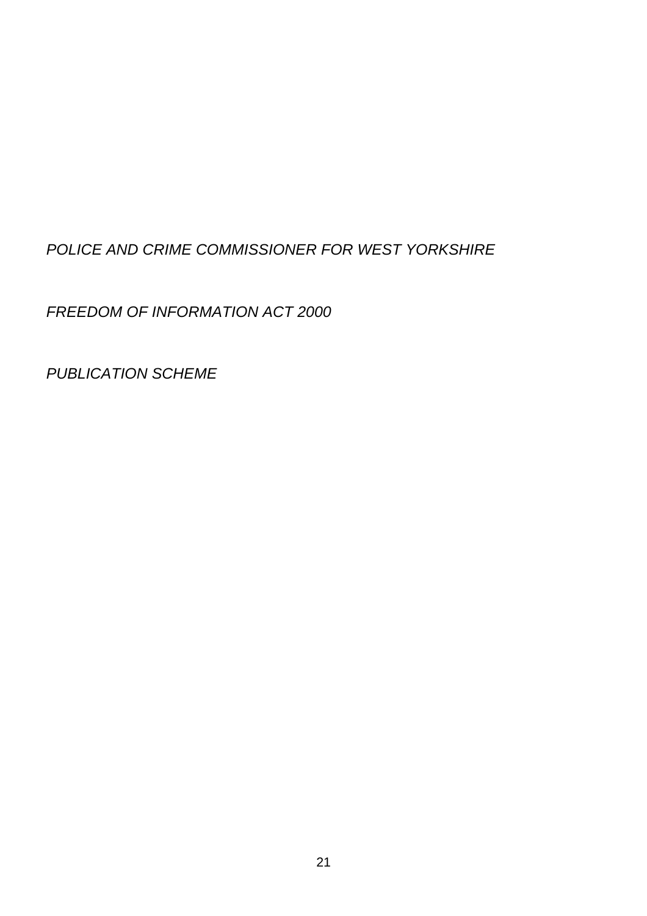*POLICE AND CRIME COMMISSIONER FOR WEST YORKSHIRE*

*FREEDOM OF INFORMATION ACT 2000*

*PUBLICATION SCHEME*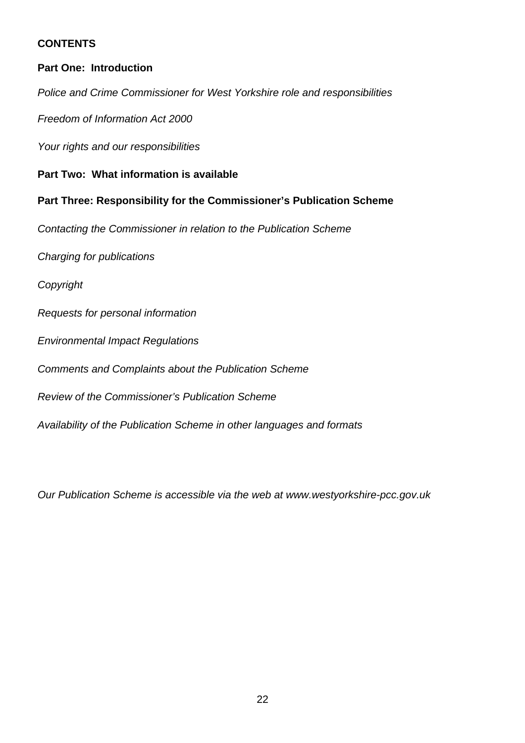**CONTENTS**

**Part One: Introduction**

*Police and Crime Commissioner for West Yorkshire role and responsibilities*

*Freedom of Information Act 2000*

*Your rights and our responsibilities*

**Part Two: What information is available**

**Part Three: Responsibility for the Commissioner's Publication Scheme**

*Contacting the Commissioner in relation to the Publication Scheme*

*Charging for publications*

*Copyright*

*Requests for personal information*

*Environmental Impact Regulations*

*Comments and Complaints about the Publication Scheme*

*Review of the Commissioner's Publication Scheme*

*Availability of the Publication Scheme in other languages and formats*

*Our Publication Scheme is accessible via the web at www.westyorkshire-pcc.gov.uk*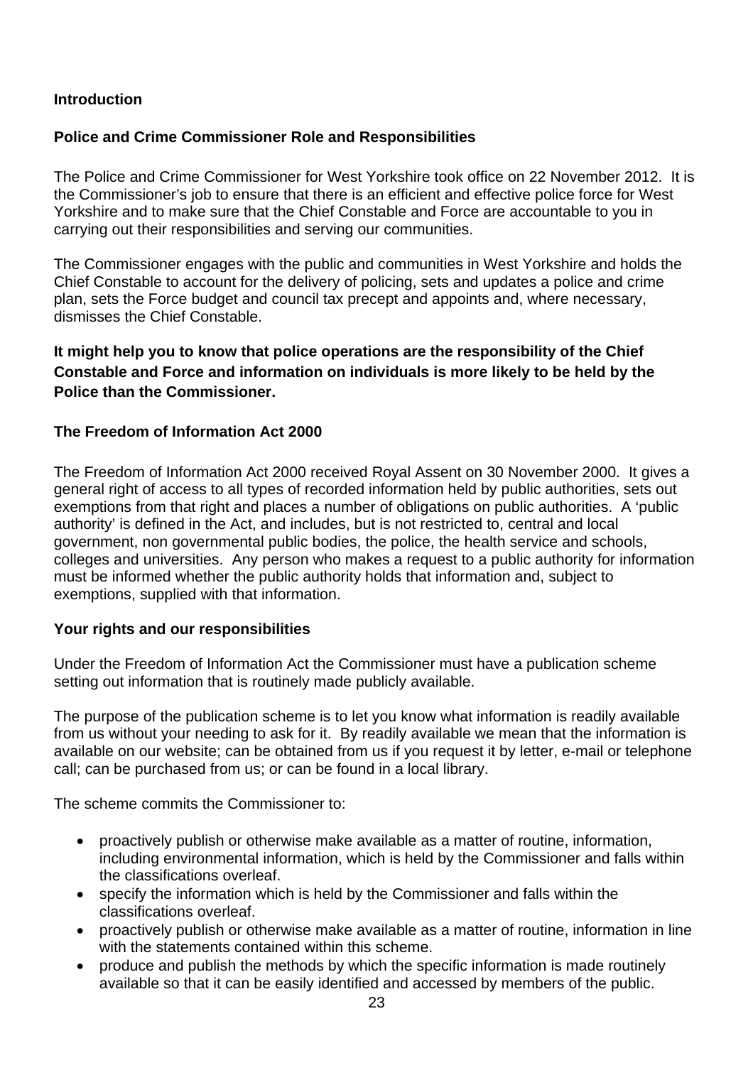## Introduction

### Police and Crime Commissioner Role and Responsibilities

The Police and Crime Commissioner for West Yorkshire took office on 22 November 2012. It is the Commissioner's job to ensure that there is an efficient and effective police force for West Yorkshire and to make sure that the Chief Constable and Force are accountable to you in carrying out their responsibilities and serving our communities.

The Commissioner engages with the public and communities in West Yorkshire and holds the Chief Constable to account for the delivery of policing, sets and updates a police and crime plan, sets the Force budget and council tax precept and appoints and, where necessary, dismisses the Chief Constable.

**It might help you to know that police operations are the responsibility of the Chief Constable and Force and information on individuals is more likely to be held by the Police than the Commissioner.**

### The Freedom of Information Act 2000

The Freedom of Information Act 2000 received Royal Assent on 30 November 2000. It gives a general right of access to all types of recorded information held by public authorities, sets out exemptions from that right and places a number of obligations on public authorities. A 'public authority' is defined in the Act, and includes, but is not restricted to, central and local government, non governmental public bodies, the police, the health service and schools, colleges and universities. Any person who makes a request to a public authority for information must be informed whether the public authority holds that information and, subject to exemptions, supplied with that information.

### Your rights and our responsibilities

Under the Freedom of Information Act the Commissioner must have a publication scheme setting out information that is routinely made publicly available.

The purpose of the publication scheme is to let you know what information is readily available from us without your needing to ask for it. By readily available we mean that the information is available on our website; can be obtained from us if you request it by letter, e-mail or telephone call; can be purchased from us; or can be found in a local library.

The scheme commits the Commissioner to:

- proactively publish or otherwise make available as a matter of routine, information, including environmental information, which is held by the Commissioner and falls within the classifications overleaf.
- specify the information which is held by the Commissioner and falls within the classifications overleaf.
- proactively publish or otherwise make available as a matter of routine, information in line with the statements contained within this scheme.
- produce and publish the methods by which the specific information is made routinely available so that it can be easily identified and accessed by members of the public.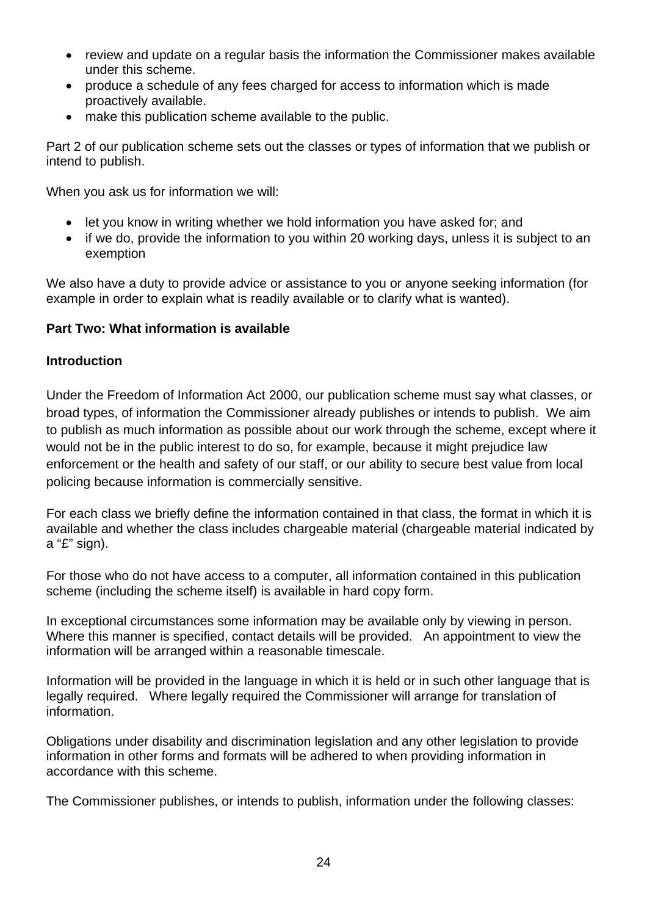- review and update on a regular basis the information the Commissioner makes available under this scheme.
- produce a schedule of any fees charged for access to information which is made proactively available.
- make this publication scheme available to the public.

Part 2 of our publication scheme sets out the classes or types of information that we publish or intend to publish.

When you ask us for information we will:

- let you know in writing whether we hold information you have asked for; and
- if we do, provide the information to you within 20 working days, unless it is subject to an exemption

We also have a duty to provide advice or assistance to you or anyone seeking information (for example in order to explain what is readily available or to clarify what is wanted).

**Part Two: What information is available**

**Introduction**

Under the Freedom of Information Act 2000, our publication scheme must say what classes, or broad types, of information the Commissioner already publishes or intends to publish. We aim to publish as much information as possible about our work through the scheme, except where it would not be in the public interest to do so, for example, because it might prejudice law enforcement or the health and safety of our staff, or our ability to secure best value from local policing because information is commercially sensitive.

For each class we briefly define the information contained in that class, the format in which it is available and whether the class includes chargeable material (chargeable material indicated by a "£" sign).

For those who do not have access to a computer, all information contained in this publication scheme (including the scheme itself) is available in hard copy form.

In exceptional circumstances some information may be available only by viewing in person. Where this manner is specified, contact details will be provided. An appointment to view the information will be arranged within a reasonable timescale.

Information will be provided in the language in which it is held or in such other language that is legally required. Where legally required the Commissioner will arrange for translation of information.

Obligations under disability and discrimination legislation and any other legislation to provide information in other forms and formats will be adhered to when providing information in accordance with this scheme.

The Commissioner publishes, or intends to publish, information under the following classes: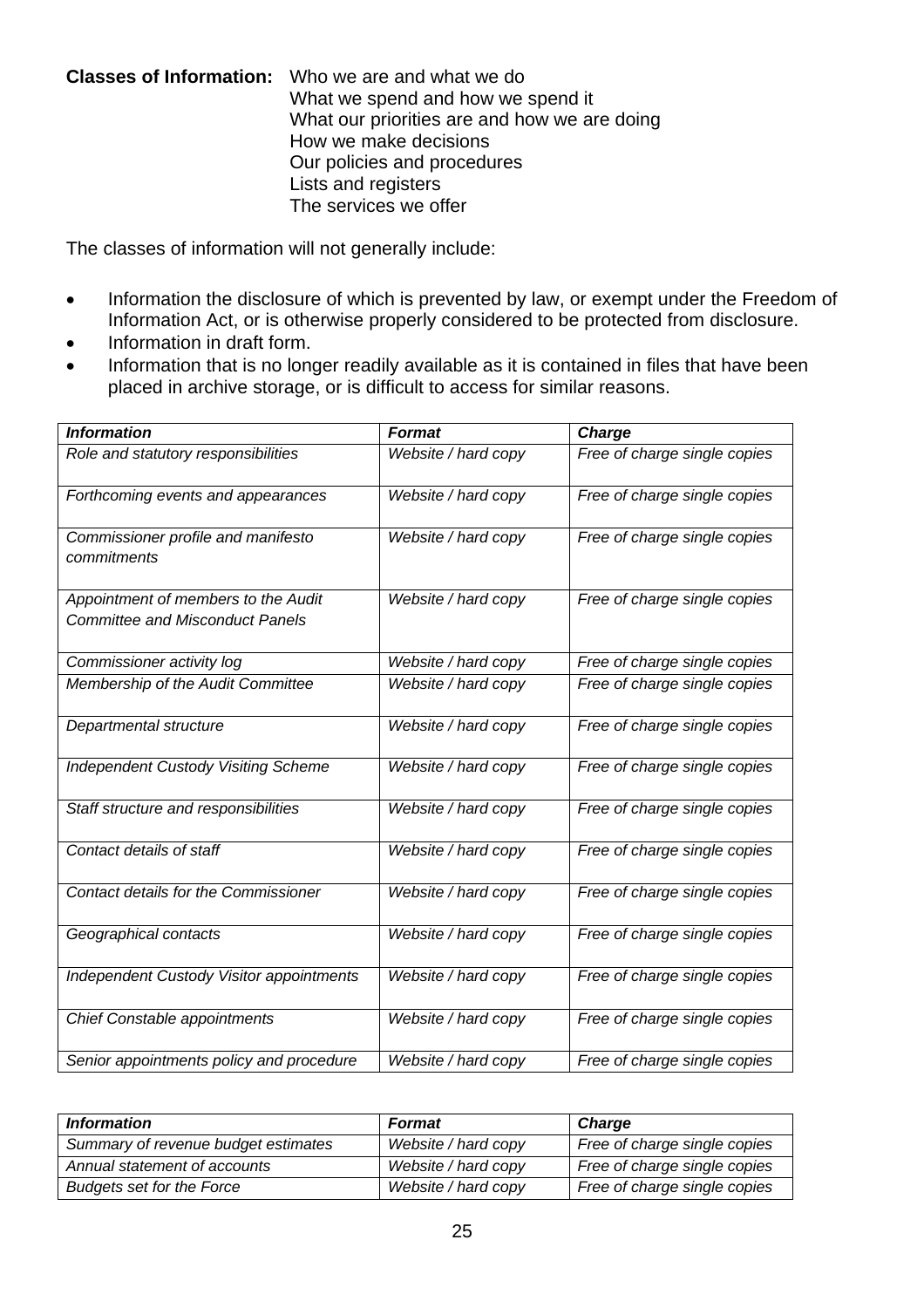**Classes of Information:** Who we are and what we do
What we spend and how we spend it
What our priorities are and how we are doing
How we make decisions
Our policies and procedures
Lists and registers
The services we offer

The classes of information will not generally include:

- Information the disclosure of which is prevented by law, or exempt under the Freedom of Information Act, or is otherwise properly considered to be protected from disclosure.
- Information in draft form.
- Information that is no longer readily available as it is contained in files that have been placed in archive storage, or is difficult to access for similar reasons.

| *Information* | *Format* | *Charge* |
|---|---|---|
| *Role and statutory responsibilities* | *Website / hard copy* | *Free of charge single copies* |
| *Forthcoming events and appearances* | *Website / hard copy* | *Free of charge single copies* |
| *Commissioner profile and manifesto commitments* | *Website / hard copy* | *Free of charge single copies* |
| *Appointment of members to the Audit Committee and Misconduct Panels* | *Website / hard copy* | *Free of charge single copies* |
| *Commissioner activity log* | *Website / hard copy* | *Free of charge single copies* |
| *Membership of the Audit Committee* | *Website / hard copy* | *Free of charge single copies* |
| *Departmental structure* | *Website / hard copy* | *Free of charge single copies* |
| *Independent Custody Visiting Scheme* | *Website / hard copy* | *Free of charge single copies* |
| *Staff structure and responsibilities* | *Website / hard copy* | *Free of charge single copies* |
| *Contact details of staff* | *Website / hard copy* | *Free of charge single copies* |
| *Contact details for the Commissioner* | *Website / hard copy* | *Free of charge single copies* |
| *Geographical contacts* | *Website / hard copy* | *Free of charge single copies* |
| *Independent Custody Visitor appointments* | *Website / hard copy* | *Free of charge single copies* |
| *Chief Constable appointments* | *Website / hard copy* | *Free of charge single copies* |
| *Senior appointments policy and procedure* | *Website / hard copy* | *Free of charge single copies* |

| *Information* | *Format* | *Charge* |
|---|---|---|
| *Summary of revenue budget estimates* | *Website / hard copy* | *Free of charge single copies* |
| *Annual statement of accounts* | *Website / hard copy* | *Free of charge single copies* |
| *Budgets set for the Force* | *Website / hard copy* | *Free of charge single copies* |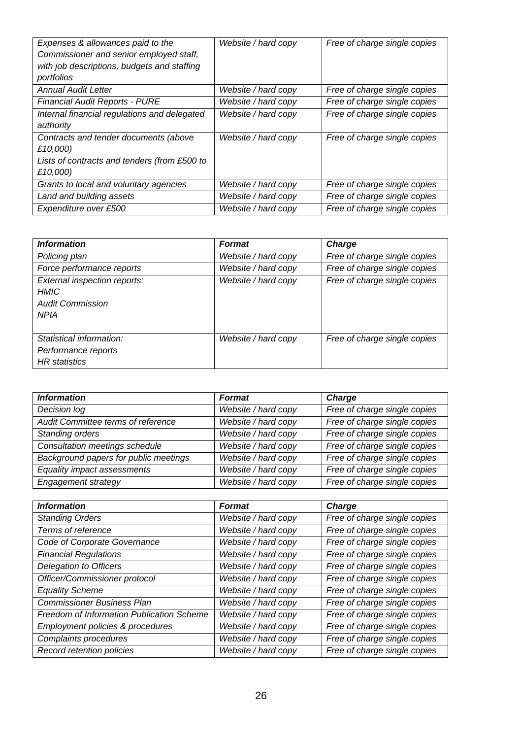| | | |
|---|---|---|
| *Expenses & allowances paid to the Commissioner and senior employed staff, with job descriptions, budgets and staffing portfolios* | *Website / hard copy* | *Free of charge single copies* |
| *Annual Audit Letter* | *Website / hard copy* | *Free of charge single copies* |
| *Financial Audit Reports - PURE* | *Website / hard copy* | *Free of charge single copies* |
| *Internal financial regulations and delegated authority* | *Website / hard copy* | *Free of charge single copies* |
| *Contracts and tender documents (above £10,000)*<br>*Lists of contracts and tenders (from £500 to £10,000)* | *Website / hard copy* | *Free of charge single copies* |
| *Grants to local and voluntary agencies* | *Website / hard copy* | *Free of charge single copies* |
| *Land and building assets* | *Website / hard copy* | *Free of charge single copies* |
| *Expenditure over £500* | *Website / hard copy* | *Free of charge single copies* |

| ***Information*** | ***Format*** | ***Charge*** |
|---|---|---|
| *Policing plan* | *Website / hard copy* | *Free of charge single copies* |
| *Force performance reports* | *Website / hard copy* | *Free of charge single copies* |
| *External inspection reports:*<br>*HMIC*<br>*Audit Commission*<br>*NPIA* | *Website / hard copy* | *Free of charge single copies* |
| *Statistical information:*<br>*Performance reports*<br>*HR statistics* | *Website / hard copy* | *Free of charge single copies* |

| ***Information*** | ***Format*** | ***Charge*** |
|---|---|---|
| *Decision log* | *Website / hard copy* | *Free of charge single copies* |
| *Audit Committee terms of reference* | *Website / hard copy* | *Free of charge single copies* |
| *Standing orders* | *Website / hard copy* | *Free of charge single copies* |
| *Consultation meetings schedule* | *Website / hard copy* | *Free of charge single copies* |
| *Background papers for public meetings* | *Website / hard copy* | *Free of charge single copies* |
| *Equality impact assessments* | *Website / hard copy* | *Free of charge single copies* |
| *Engagement strategy* | *Website / hard copy* | *Free of charge single copies* |

| ***Information*** | ***Format*** | ***Charge*** |
|---|---|---|
| *Standing Orders* | *Website / hard copy* | *Free of charge single copies* |
| *Terms of reference* | *Website / hard copy* | *Free of charge single copies* |
| *Code of Corporate Governance* | *Website / hard copy* | *Free of charge single copies* |
| *Financial Regulations* | *Website / hard copy* | *Free of charge single copies* |
| *Delegation to Officers* | *Website / hard copy* | *Free of charge single copies* |
| *Officer/Commissioner protocol* | *Website / hard copy* | *Free of charge single copies* |
| *Equality Scheme* | *Website / hard copy* | *Free of charge single copies* |
| *Commissioner Business Plan* | *Website / hard copy* | *Free of charge single copies* |
| *Freedom of Information Publication Scheme* | *Website / hard copy* | *Free of charge single copies* |
| *Employment policies & procedures* | *Website / hard copy* | *Free of charge single copies* |
| *Complaints procedures* | *Website / hard copy* | *Free of charge single copies* |
| *Record retention policies* | *Website / hard copy* | *Free of charge single copies* |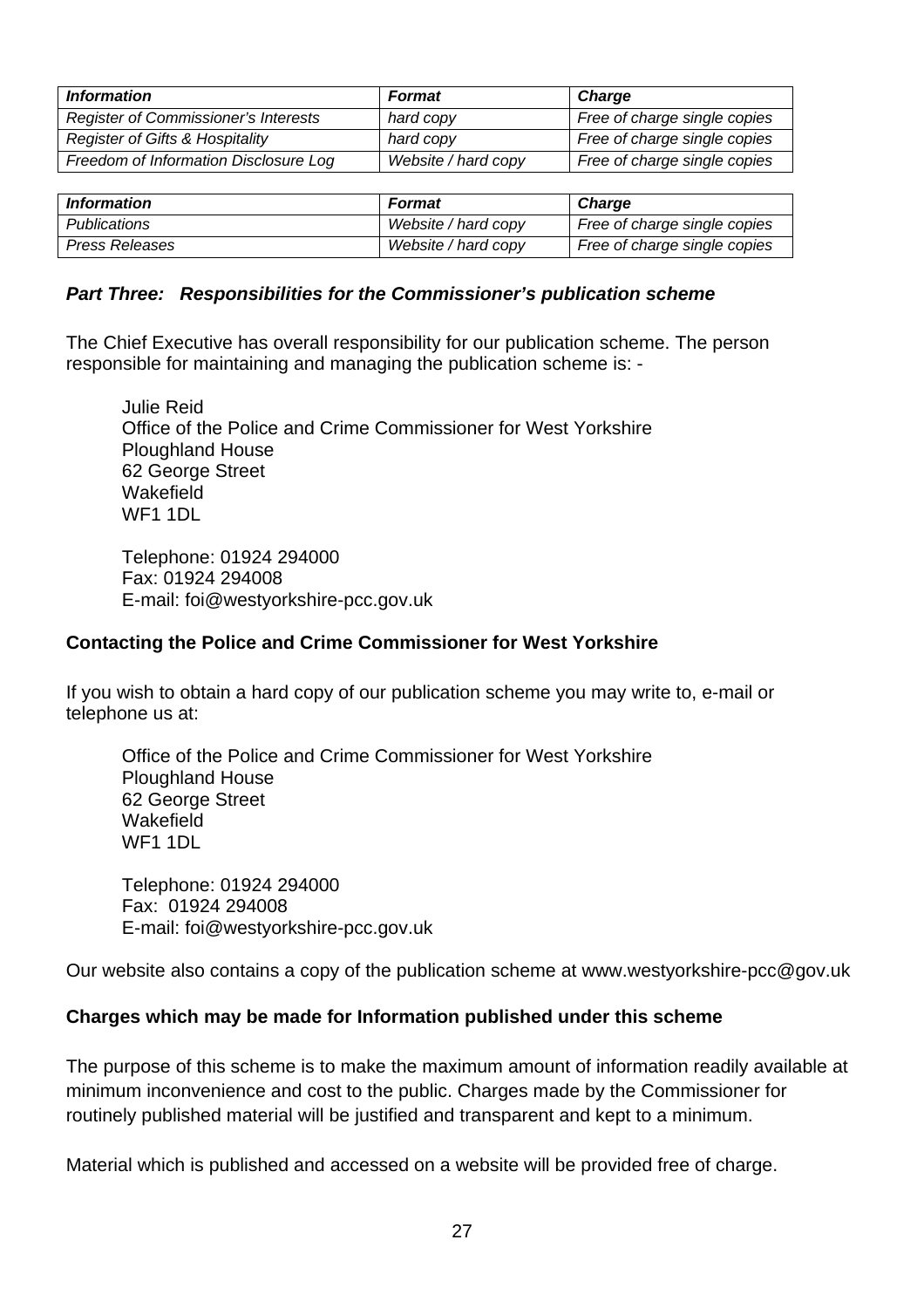| *Information* | *Format* | *Charge* |
|---|---|---|
| *Register of Commissioner's Interests* | *hard copy* | *Free of charge single copies* |
| *Register of Gifts & Hospitality* | *hard copy* | *Free of charge single copies* |
| *Freedom of Information Disclosure Log* | *Website / hard copy* | *Free of charge single copies* |

| *Information* | *Format* | *Charge* |
|---|---|---|
| *Publications* | *Website / hard copy* | *Free of charge single copies* |
| *Press Releases* | *Website / hard copy* | *Free of charge single copies* |

### *Part Three: Responsibilities for the Commissioner's publication scheme*

The Chief Executive has overall responsibility for our publication scheme. The person responsible for maintaining and managing the publication scheme is: -

Julie Reid
Office of the Police and Crime Commissioner for West Yorkshire
Ploughland House
62 George Street
Wakefield
WF1 1DL

Telephone: 01924 294000
Fax: 01924 294008
E-mail: foi@westyorkshire-pcc.gov.uk

**Contacting the Police and Crime Commissioner for West Yorkshire**

If you wish to obtain a hard copy of our publication scheme you may write to, e-mail or telephone us at:

Office of the Police and Crime Commissioner for West Yorkshire
Ploughland House
62 George Street
Wakefield
WF1 1DL

Telephone: 01924 294000
Fax: 01924 294008
E-mail: foi@westyorkshire-pcc.gov.uk

Our website also contains a copy of the publication scheme at www.westyorkshire-pcc@gov.uk

**Charges which may be made for Information published under this scheme**

The purpose of this scheme is to make the maximum amount of information readily available at minimum inconvenience and cost to the public. Charges made by the Commissioner for routinely published material will be justified and transparent and kept to a minimum.

Material which is published and accessed on a website will be provided free of charge.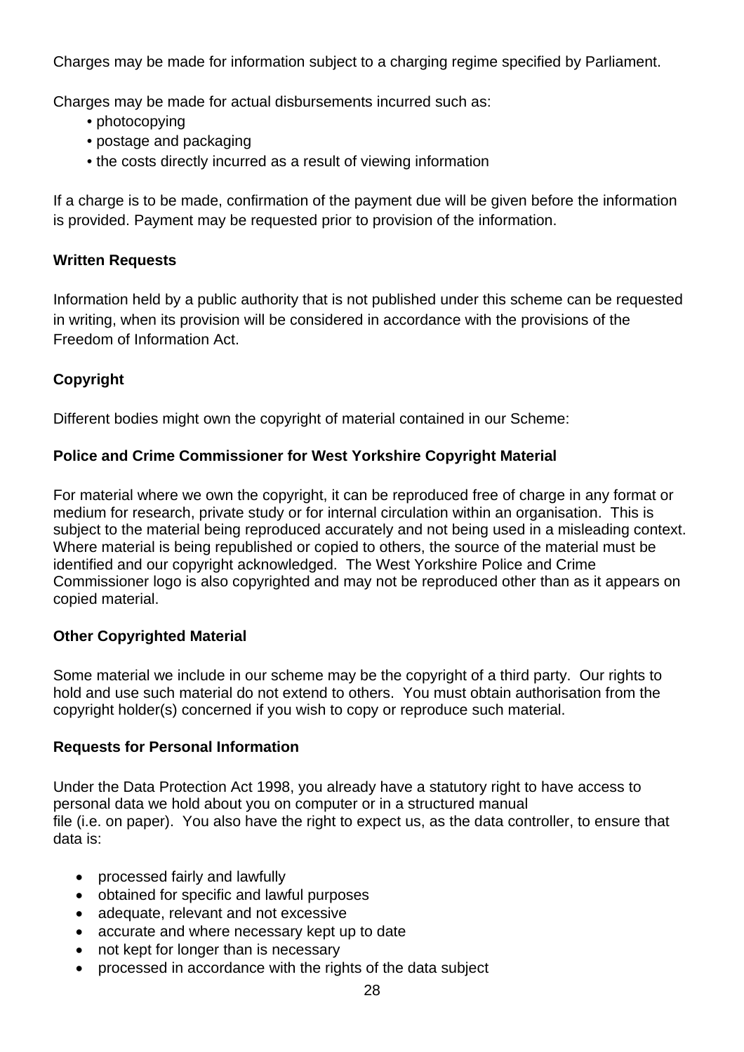Charges may be made for information subject to a charging regime specified by Parliament.

Charges may be made for actual disbursements incurred such as:

- photocopying
- postage and packaging
- the costs directly incurred as a result of viewing information

If a charge is to be made, confirmation of the payment due will be given before the information is provided. Payment may be requested prior to provision of the information.

**Written Requests**

Information held by a public authority that is not published under this scheme can be requested in writing, when its provision will be considered in accordance with the provisions of the Freedom of Information Act.

**Copyright**

Different bodies might own the copyright of material contained in our Scheme:

**Police and Crime Commissioner for West Yorkshire Copyright Material**

For material where we own the copyright, it can be reproduced free of charge in any format or medium for research, private study or for internal circulation within an organisation. This is subject to the material being reproduced accurately and not being used in a misleading context. Where material is being republished or copied to others, the source of the material must be identified and our copyright acknowledged. The West Yorkshire Police and Crime Commissioner logo is also copyrighted and may not be reproduced other than as it appears on copied material.

**Other Copyrighted Material**

Some material we include in our scheme may be the copyright of a third party. Our rights to hold and use such material do not extend to others. You must obtain authorisation from the copyright holder(s) concerned if you wish to copy or reproduce such material.

**Requests for Personal Information**

Under the Data Protection Act 1998, you already have a statutory right to have access to personal data we hold about you on computer or in a structured manual file (i.e. on paper). You also have the right to expect us, as the data controller, to ensure that data is:

- processed fairly and lawfully
- obtained for specific and lawful purposes
- adequate, relevant and not excessive
- accurate and where necessary kept up to date
- not kept for longer than is necessary
- processed in accordance with the rights of the data subject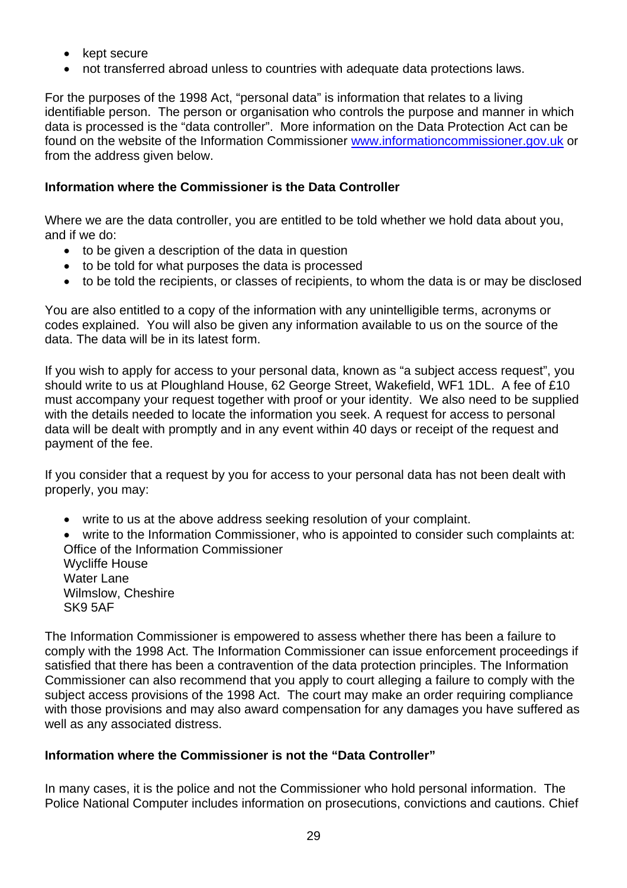- kept secure
- not transferred abroad unless to countries with adequate data protections laws.

For the purposes of the 1998 Act, "personal data" is information that relates to a living identifiable person. The person or organisation who controls the purpose and manner in which data is processed is the "data controller". More information on the Data Protection Act can be found on the website of the Information Commissioner [www.informationcommissioner.gov.uk](http://www.informationcommissioner.gov.uk) or from the address given below.

**Information where the Commissioner is the Data Controller**

Where we are the data controller, you are entitled to be told whether we hold data about you, and if we do:

- to be given a description of the data in question
- to be told for what purposes the data is processed
- to be told the recipients, or classes of recipients, to whom the data is or may be disclosed

You are also entitled to a copy of the information with any unintelligible terms, acronyms or codes explained. You will also be given any information available to us on the source of the data. The data will be in its latest form.

If you wish to apply for access to your personal data, known as "a subject access request", you should write to us at Ploughland House, 62 George Street, Wakefield, WF1 1DL. A fee of £10 must accompany your request together with proof or your identity. We also need to be supplied with the details needed to locate the information you seek. A request for access to personal data will be dealt with promptly and in any event within 40 days or receipt of the request and payment of the fee.

If you consider that a request by you for access to your personal data has not been dealt with properly, you may:

- write to us at the above address seeking resolution of your complaint.
- write to the Information Commissioner, who is appointed to consider such complaints at:
  Office of the Information Commissioner
  Wycliffe House
  Water Lane
  Wilmslow, Cheshire
  SK9 5AF

The Information Commissioner is empowered to assess whether there has been a failure to comply with the 1998 Act. The Information Commissioner can issue enforcement proceedings if satisfied that there has been a contravention of the data protection principles. The Information Commissioner can also recommend that you apply to court alleging a failure to comply with the subject access provisions of the 1998 Act. The court may make an order requiring compliance with those provisions and may also award compensation for any damages you have suffered as well as any associated distress.

**Information where the Commissioner is not the "Data Controller"**

In many cases, it is the police and not the Commissioner who hold personal information. The Police National Computer includes information on prosecutions, convictions and cautions. Chief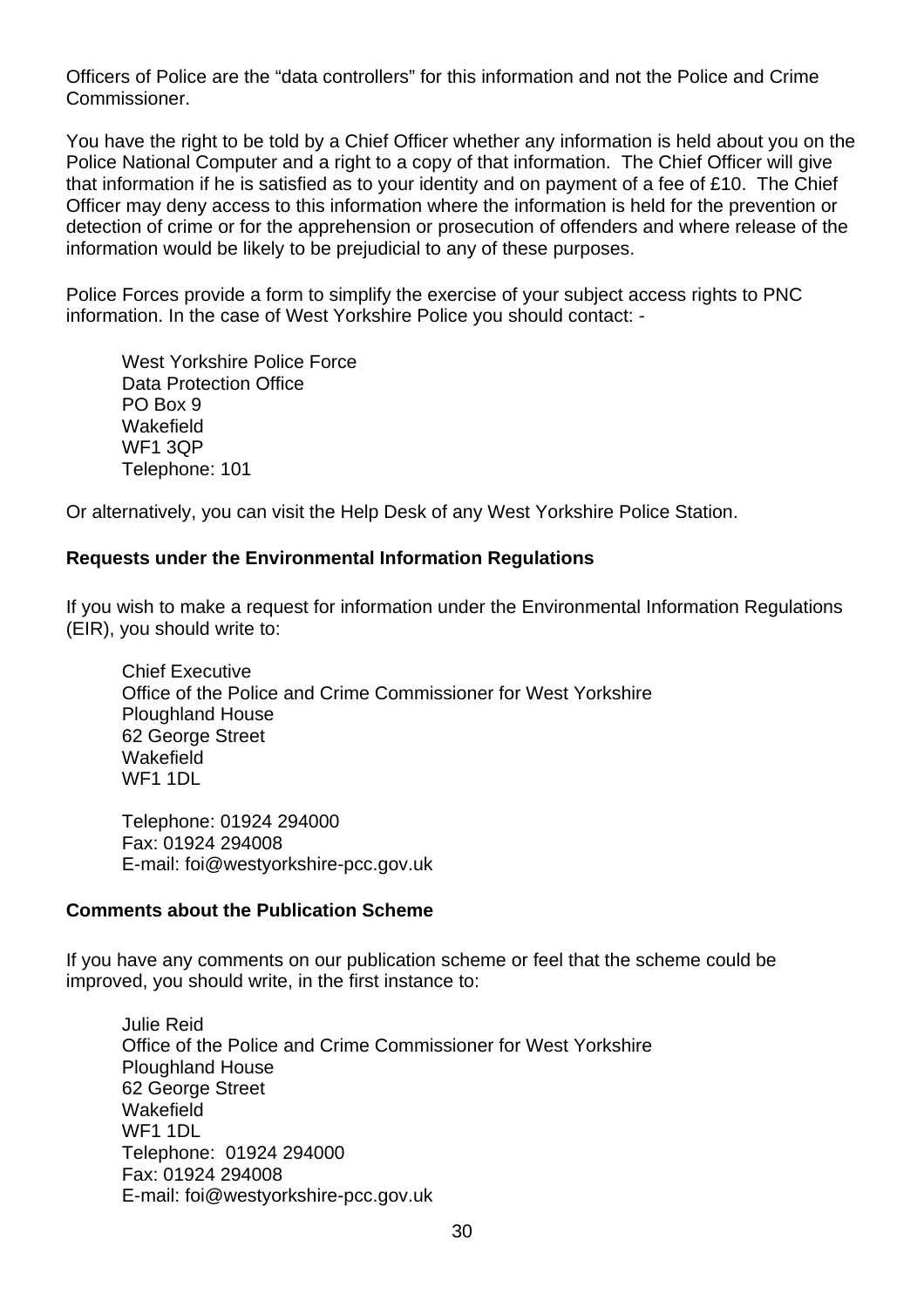Officers of Police are the "data controllers" for this information and not the Police and Crime Commissioner.

You have the right to be told by a Chief Officer whether any information is held about you on the Police National Computer and a right to a copy of that information. The Chief Officer will give that information if he is satisfied as to your identity and on payment of a fee of £10. The Chief Officer may deny access to this information where the information is held for the prevention or detection of crime or for the apprehension or prosecution of offenders and where release of the information would be likely to be prejudicial to any of these purposes.

Police Forces provide a form to simplify the exercise of your subject access rights to PNC information. In the case of West Yorkshire Police you should contact: -

West Yorkshire Police Force
Data Protection Office
PO Box 9
Wakefield
WF1 3QP
Telephone: 101

Or alternatively, you can visit the Help Desk of any West Yorkshire Police Station.

**Requests under the Environmental Information Regulations**

If you wish to make a request for information under the Environmental Information Regulations (EIR), you should write to:

Chief Executive
Office of the Police and Crime Commissioner for West Yorkshire
Ploughland House
62 George Street
Wakefield
WF1 1DL

Telephone: 01924 294000
Fax: 01924 294008
E-mail: foi@westyorkshire-pcc.gov.uk

**Comments about the Publication Scheme**

If you have any comments on our publication scheme or feel that the scheme could be improved, you should write, in the first instance to:

Julie Reid
Office of the Police and Crime Commissioner for West Yorkshire
Ploughland House
62 George Street
Wakefield
WF1 1DL
Telephone: 01924 294000
Fax: 01924 294008
E-mail: foi@westyorkshire-pcc.gov.uk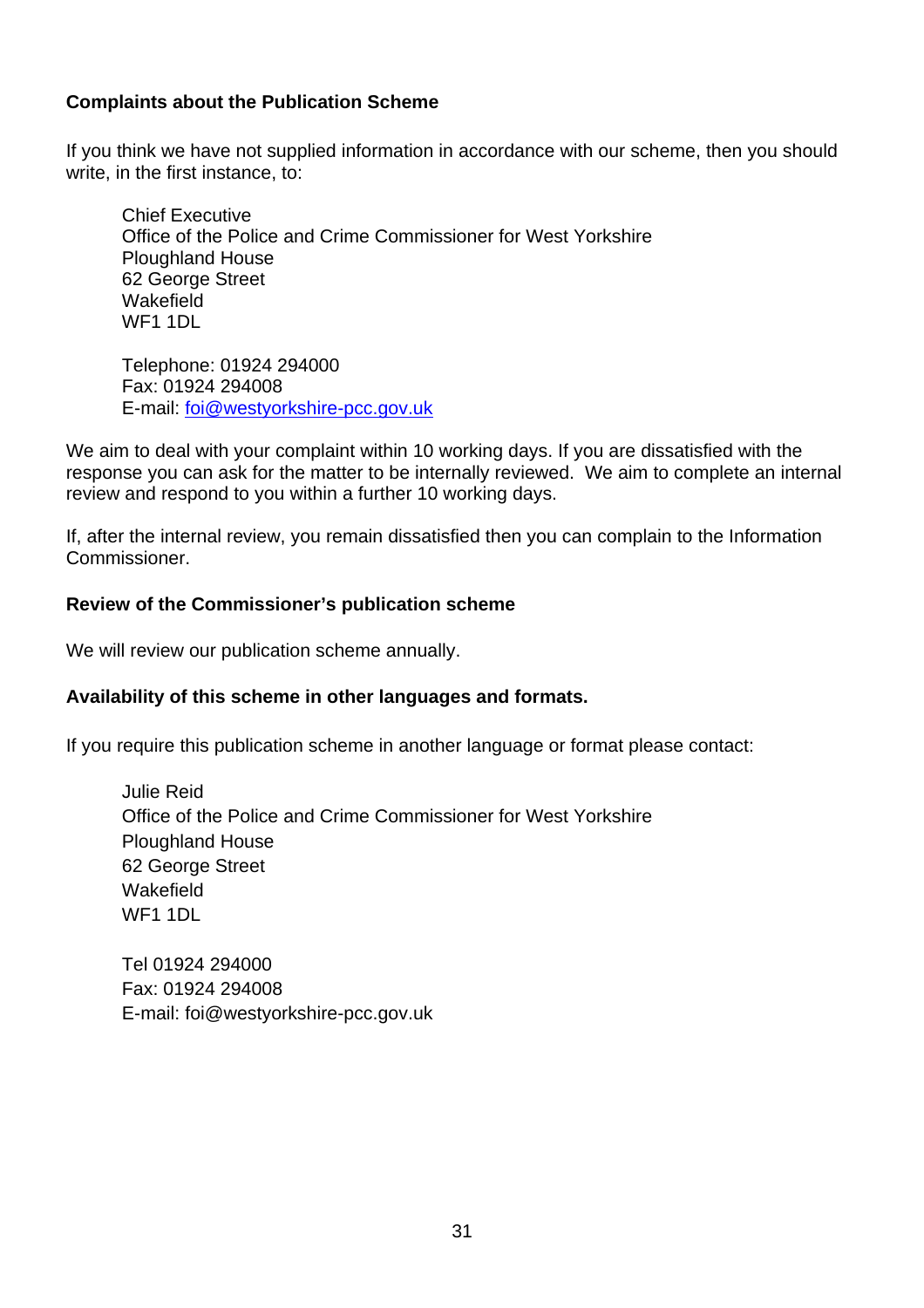**Complaints about the Publication Scheme**

If you think we have not supplied information in accordance with our scheme, then you should write, in the first instance, to:

Chief Executive
Office of the Police and Crime Commissioner for West Yorkshire
Ploughland House
62 George Street
Wakefield
WF1 1DL

Telephone: 01924 294000
Fax: 01924 294008
E-mail: foi@westyorkshire-pcc.gov.uk

We aim to deal with your complaint within 10 working days. If you are dissatisfied with the response you can ask for the matter to be internally reviewed. We aim to complete an internal review and respond to you within a further 10 working days.

If, after the internal review, you remain dissatisfied then you can complain to the Information Commissioner.

**Review of the Commissioner's publication scheme**

We will review our publication scheme annually.

**Availability of this scheme in other languages and formats.**

If you require this publication scheme in another language or format please contact:

Julie Reid
Office of the Police and Crime Commissioner for West Yorkshire
Ploughland House
62 George Street
Wakefield
WF1 1DL

Tel 01924 294000
Fax: 01924 294008
E-mail: foi@westyorkshire-pcc.gov.uk